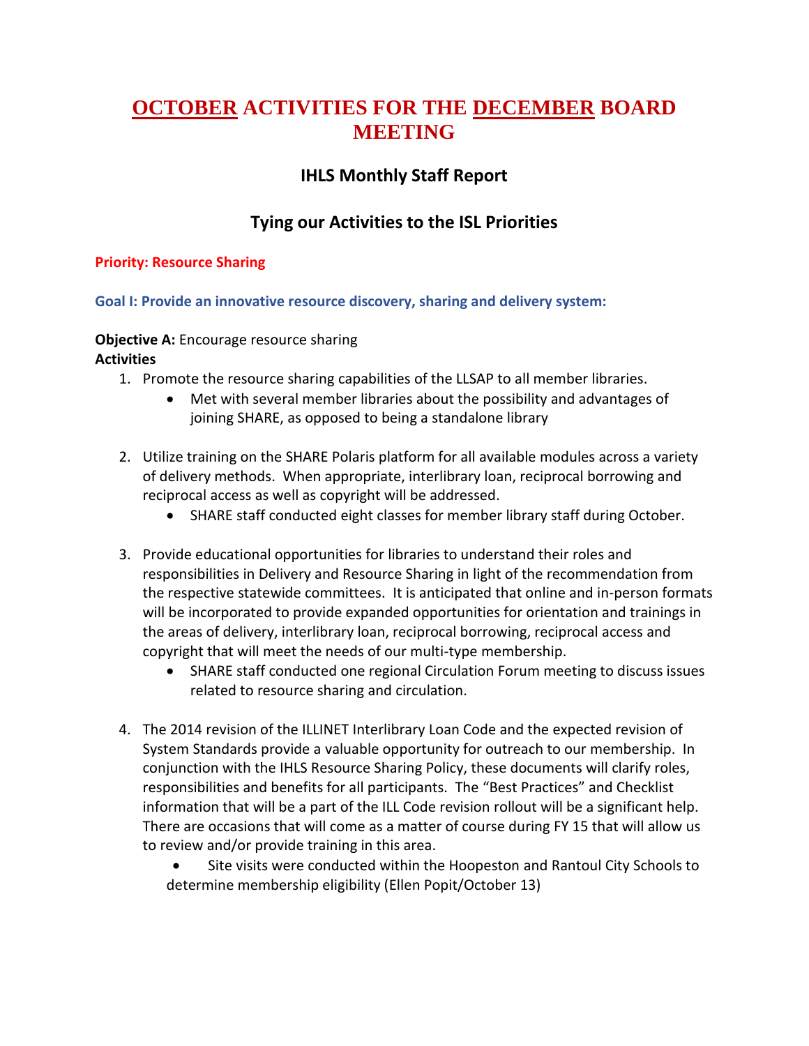# OCTOBER ACTIVITIES FOR THE DECEMBER BOARD MEETING

## IHLS Monthly Staff Report

## Tying our Activities to the ISL Priorities

**Priority: Resource Sharing**

**Goal I: Provide an innovative resource discovery, sharing and delivery system:**

**Objective A:** Encourage resource sharing
**Activities**

1. Promote the resource sharing capabilities of the LLSAP to all member libraries.
   - Met with several member libraries about the possibility and advantages of joining SHARE, as opposed to being a standalone library

2. Utilize training on the SHARE Polaris platform for all available modules across a variety of delivery methods. When appropriate, interlibrary loan, reciprocal borrowing and reciprocal access as well as copyright will be addressed.
   - SHARE staff conducted eight classes for member library staff during October.

3. Provide educational opportunities for libraries to understand their roles and responsibilities in Delivery and Resource Sharing in light of the recommendation from the respective statewide committees. It is anticipated that online and in-person formats will be incorporated to provide expanded opportunities for orientation and trainings in the areas of delivery, interlibrary loan, reciprocal borrowing, reciprocal access and copyright that will meet the needs of our multi-type membership.
   - SHARE staff conducted one regional Circulation Forum meeting to discuss issues related to resource sharing and circulation.

4. The 2014 revision of the ILLINET Interlibrary Loan Code and the expected revision of System Standards provide a valuable opportunity for outreach to our membership. In conjunction with the IHLS Resource Sharing Policy, these documents will clarify roles, responsibilities and benefits for all participants. The "Best Practices" and Checklist information that will be a part of the ILL Code revision rollout will be a significant help. There are occasions that will come as a matter of course during FY 15 that will allow us to review and/or provide training in this area.
   - Site visits were conducted within the Hoopeston and Rantoul City Schools to determine membership eligibility (Ellen Popit/October 13)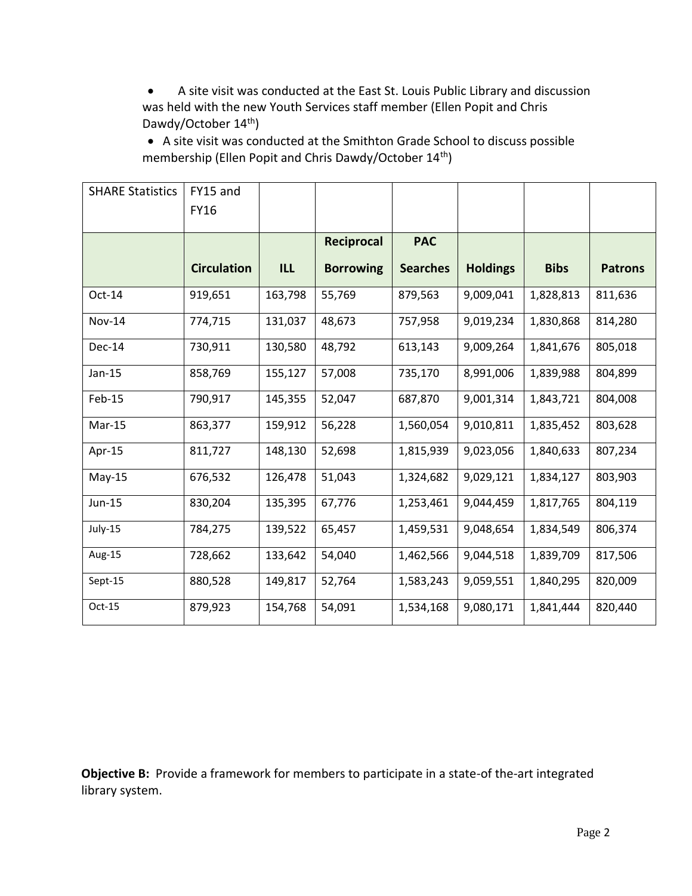- A site visit was conducted at the East St. Louis Public Library and discussion was held with the new Youth Services staff member (Ellen Popit and Chris Dawdy/October 14th)
- A site visit was conducted at the Smithton Grade School to discuss possible membership (Ellen Popit and Chris Dawdy/October 14th)

| SHARE Statistics | FY15 and FY16 | | | | | | |
|---|---|---|---|---|---|---|---|
| | **Circulation** | **ILL** | **Reciprocal Borrowing** | **PAC Searches** | **Holdings** | **Bibs** | **Patrons** |
| Oct-14 | 919,651 | 163,798 | 55,769 | 879,563 | 9,009,041 | 1,828,813 | 811,636 |
| Nov-14 | 774,715 | 131,037 | 48,673 | 757,958 | 9,019,234 | 1,830,868 | 814,280 |
| Dec-14 | 730,911 | 130,580 | 48,792 | 613,143 | 9,009,264 | 1,841,676 | 805,018 |
| Jan-15 | 858,769 | 155,127 | 57,008 | 735,170 | 8,991,006 | 1,839,988 | 804,899 |
| Feb-15 | 790,917 | 145,355 | 52,047 | 687,870 | 9,001,314 | 1,843,721 | 804,008 |
| Mar-15 | 863,377 | 159,912 | 56,228 | 1,560,054 | 9,010,811 | 1,835,452 | 803,628 |
| Apr-15 | 811,727 | 148,130 | 52,698 | 1,815,939 | 9,023,056 | 1,840,633 | 807,234 |
| May-15 | 676,532 | 126,478 | 51,043 | 1,324,682 | 9,029,121 | 1,834,127 | 803,903 |
| Jun-15 | 830,204 | 135,395 | 67,776 | 1,253,461 | 9,044,459 | 1,817,765 | 804,119 |
| July-15 | 784,275 | 139,522 | 65,457 | 1,459,531 | 9,048,654 | 1,834,549 | 806,374 |
| Aug-15 | 728,662 | 133,642 | 54,040 | 1,462,566 | 9,044,518 | 1,839,709 | 817,506 |
| Sept-15 | 880,528 | 149,817 | 52,764 | 1,583,243 | 9,059,551 | 1,840,295 | 820,009 |
| Oct-15 | 879,923 | 154,768 | 54,091 | 1,534,168 | 9,080,171 | 1,841,444 | 820,440 |

**Objective B:** Provide a framework for members to participate in a state-of the-art integrated library system.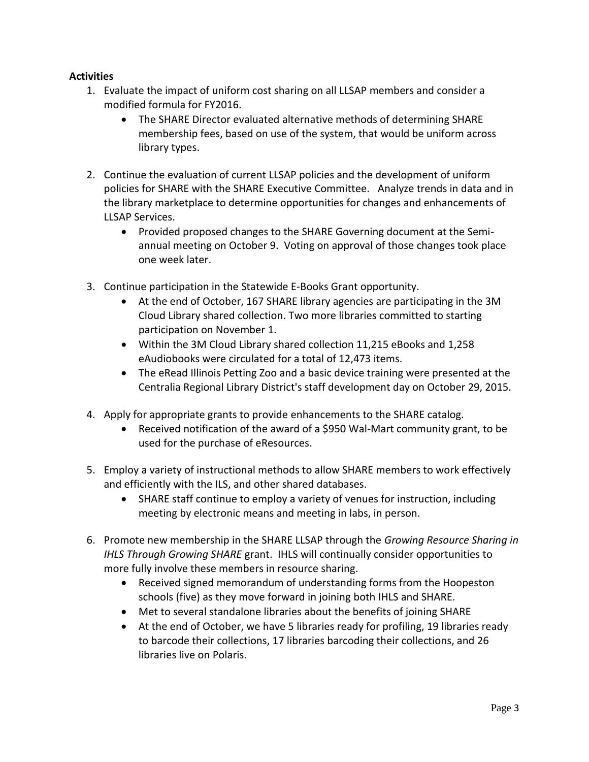**Activities**

1. Evaluate the impact of uniform cost sharing on all LLSAP members and consider a modified formula for FY2016.
    - The SHARE Director evaluated alternative methods of determining SHARE membership fees, based on use of the system, that would be uniform across library types.

2. Continue the evaluation of current LLSAP policies and the development of uniform policies for SHARE with the SHARE Executive Committee. Analyze trends in data and in the library marketplace to determine opportunities for changes and enhancements of LLSAP Services.
    - Provided proposed changes to the SHARE Governing document at the Semi-annual meeting on October 9. Voting on approval of those changes took place one week later.

3. Continue participation in the Statewide E-Books Grant opportunity.
    - At the end of October, 167 SHARE library agencies are participating in the 3M Cloud Library shared collection. Two more libraries committed to starting participation on November 1.
    - Within the 3M Cloud Library shared collection 11,215 eBooks and 1,258 eAudiobooks were circulated for a total of 12,473 items.
    - The eRead Illinois Petting Zoo and a basic device training were presented at the Centralia Regional Library District's staff development day on October 29, 2015.

4. Apply for appropriate grants to provide enhancements to the SHARE catalog.
    - Received notification of the award of a $950 Wal-Mart community grant, to be used for the purchase of eResources.

5. Employ a variety of instructional methods to allow SHARE members to work effectively and efficiently with the ILS, and other shared databases.
    - SHARE staff continue to employ a variety of venues for instruction, including meeting by electronic means and meeting in labs, in person.

6. Promote new membership in the SHARE LLSAP through the *Growing Resource Sharing in IHLS Through Growing SHARE* grant. IHLS will continually consider opportunities to more fully involve these members in resource sharing.
    - Received signed memorandum of understanding forms from the Hoopeston schools (five) as they move forward in joining both IHLS and SHARE.
    - Met to several standalone libraries about the benefits of joining SHARE
    - At the end of October, we have 5 libraries ready for profiling, 19 libraries ready to barcode their collections, 17 libraries barcoding their collections, and 26 libraries live on Polaris.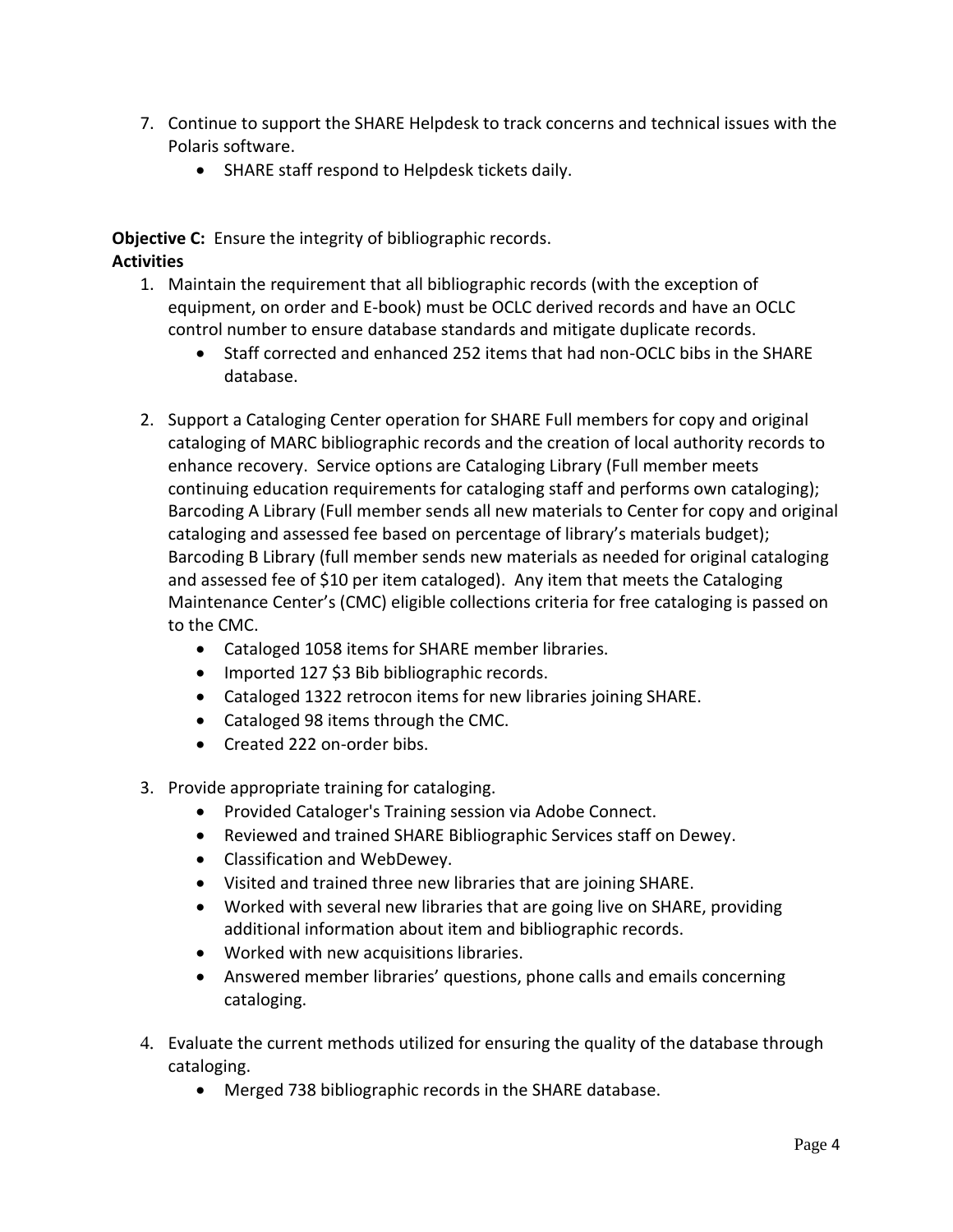7. Continue to support the SHARE Helpdesk to track concerns and technical issues with the Polaris software.
    - SHARE staff respond to Helpdesk tickets daily.

**Objective C:** Ensure the integrity of bibliographic records.

**Activities**

1. Maintain the requirement that all bibliographic records (with the exception of equipment, on order and E-book) must be OCLC derived records and have an OCLC control number to ensure database standards and mitigate duplicate records.
    - Staff corrected and enhanced 252 items that had non-OCLC bibs in the SHARE database.

2. Support a Cataloging Center operation for SHARE Full members for copy and original cataloging of MARC bibliographic records and the creation of local authority records to enhance recovery. Service options are Cataloging Library (Full member meets continuing education requirements for cataloging staff and performs own cataloging); Barcoding A Library (Full member sends all new materials to Center for copy and original cataloging and assessed fee based on percentage of library's materials budget); Barcoding B Library (full member sends new materials as needed for original cataloging and assessed fee of $10 per item cataloged). Any item that meets the Cataloging Maintenance Center's (CMC) eligible collections criteria for free cataloging is passed on to the CMC.
    - Cataloged 1058 items for SHARE member libraries.
    - Imported 127 $3 Bib bibliographic records.
    - Cataloged 1322 retrocon items for new libraries joining SHARE.
    - Cataloged 98 items through the CMC.
    - Created 222 on-order bibs.

3. Provide appropriate training for cataloging.
    - Provided Cataloger's Training session via Adobe Connect.
    - Reviewed and trained SHARE Bibliographic Services staff on Dewey.
    - Classification and WebDewey.
    - Visited and trained three new libraries that are joining SHARE.
    - Worked with several new libraries that are going live on SHARE, providing additional information about item and bibliographic records.
    - Worked with new acquisitions libraries.
    - Answered member libraries' questions, phone calls and emails concerning cataloging.

4. Evaluate the current methods utilized for ensuring the quality of the database through cataloging.
    - Merged 738 bibliographic records in the SHARE database.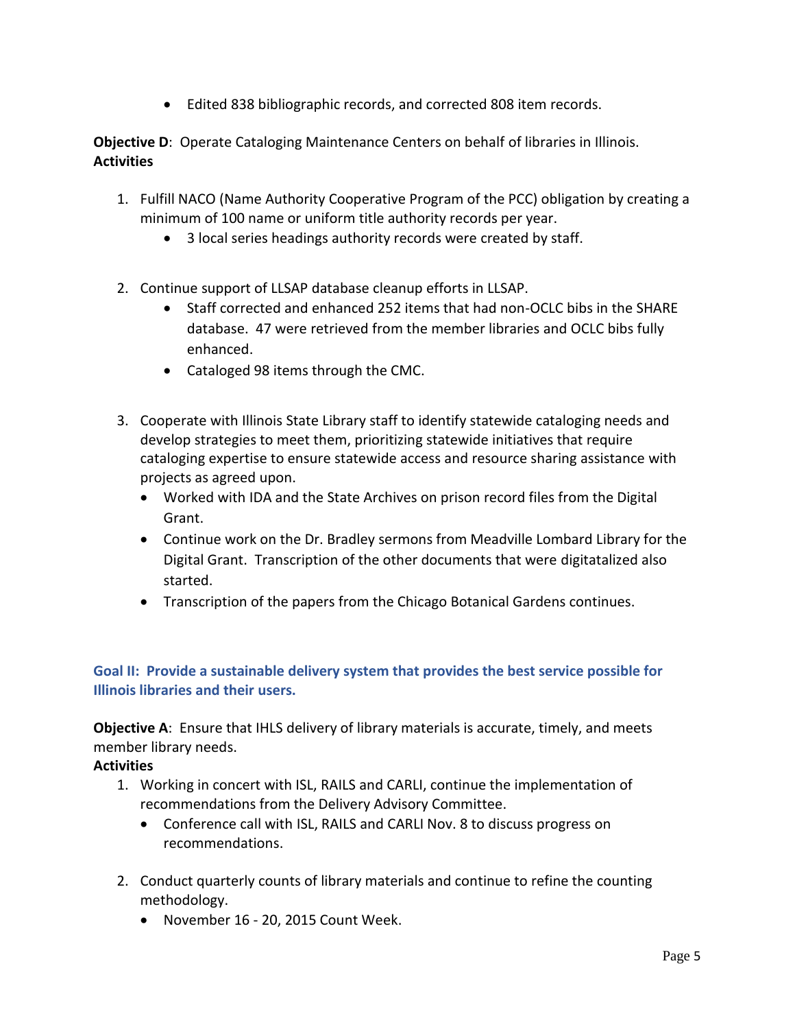- Edited 838 bibliographic records, and corrected 808 item records.

**Objective D**: Operate Cataloging Maintenance Centers on behalf of libraries in Illinois.
**Activities**

1. Fulfill NACO (Name Authority Cooperative Program of the PCC) obligation by creating a minimum of 100 name or uniform title authority records per year.
   - 3 local series headings authority records were created by staff.

2. Continue support of LLSAP database cleanup efforts in LLSAP.
   - Staff corrected and enhanced 252 items that had non-OCLC bibs in the SHARE database. 47 were retrieved from the member libraries and OCLC bibs fully enhanced.
   - Cataloged 98 items through the CMC.

3. Cooperate with Illinois State Library staff to identify statewide cataloging needs and develop strategies to meet them, prioritizing statewide initiatives that require cataloging expertise to ensure statewide access and resource sharing assistance with projects as agreed upon.
   - Worked with IDA and the State Archives on prison record files from the Digital Grant.
   - Continue work on the Dr. Bradley sermons from Meadville Lombard Library for the Digital Grant. Transcription of the other documents that were digitatalized also started.
   - Transcription of the papers from the Chicago Botanical Gardens continues.

## Goal II: Provide a sustainable delivery system that provides the best service possible for Illinois libraries and their users.

**Objective A**: Ensure that IHLS delivery of library materials is accurate, timely, and meets member library needs.
**Activities**

1. Working in concert with ISL, RAILS and CARLI, continue the implementation of recommendations from the Delivery Advisory Committee.
   - Conference call with ISL, RAILS and CARLI Nov. 8 to discuss progress on recommendations.

2. Conduct quarterly counts of library materials and continue to refine the counting methodology.
   - November 16 - 20, 2015 Count Week.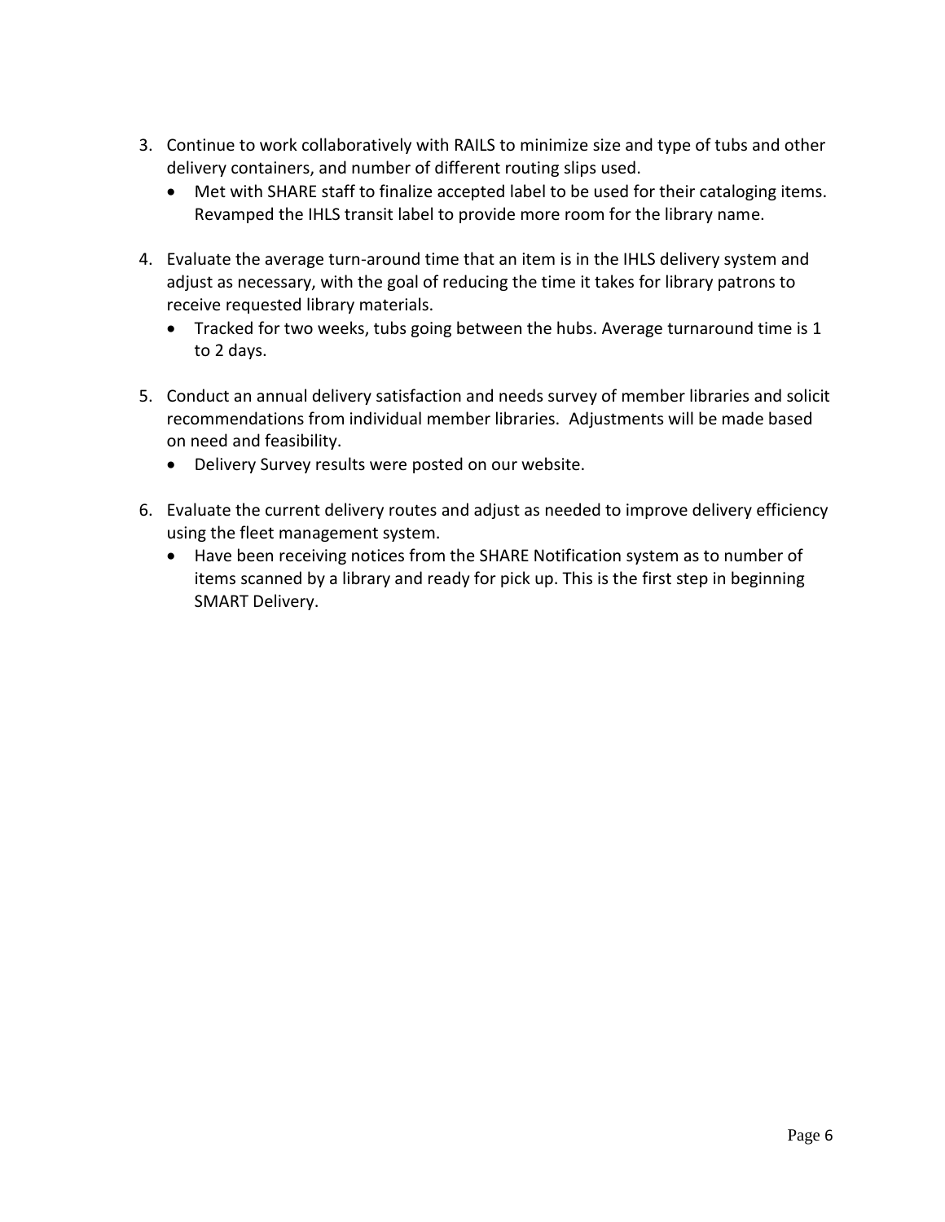3. Continue to work collaboratively with RAILS to minimize size and type of tubs and other delivery containers, and number of different routing slips used.
   - Met with SHARE staff to finalize accepted label to be used for their cataloging items. Revamped the IHLS transit label to provide more room for the library name.

4. Evaluate the average turn-around time that an item is in the IHLS delivery system and adjust as necessary, with the goal of reducing the time it takes for library patrons to receive requested library materials.
   - Tracked for two weeks, tubs going between the hubs. Average turnaround time is 1 to 2 days.

5. Conduct an annual delivery satisfaction and needs survey of member libraries and solicit recommendations from individual member libraries. Adjustments will be made based on need and feasibility.
   - Delivery Survey results were posted on our website.

6. Evaluate the current delivery routes and adjust as needed to improve delivery efficiency using the fleet management system.
   - Have been receiving notices from the SHARE Notification system as to number of items scanned by a library and ready for pick up. This is the first step in beginning SMART Delivery.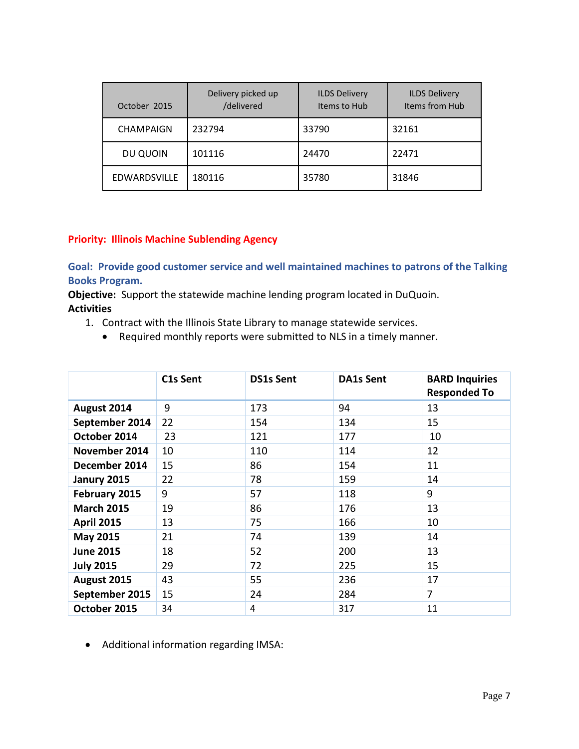| October 2015 | Delivery picked up /delivered | ILDS Delivery Items to Hub | ILDS Delivery Items from Hub |
|---|---|---|---|
| CHAMPAIGN | 232794 | 33790 | 32161 |
| DU QUOIN | 101116 | 24470 | 22471 |
| EDWARDSVILLE | 180116 | 35780 | 31846 |

**Priority: Illinois Machine Sublending Agency**

**Goal: Provide good customer service and well maintained machines to patrons of the Talking Books Program.**

**Objective:** Support the statewide machine lending program located in DuQuoin.

**Activities**

1. Contract with the Illinois State Library to manage statewide services.
   - Required monthly reports were submitted to NLS in a timely manner.

| | C1s Sent | DS1s Sent | DA1s Sent | BARD Inquiries Responded To |
|---|---|---|---|---|
| **August 2014** | 9 | 173 | 94 | 13 |
| **September 2014** | 22 | 154 | 134 | 15 |
| **October 2014** | 23 | 121 | 177 | 10 |
| **November 2014** | 10 | 110 | 114 | 12 |
| **December 2014** | 15 | 86 | 154 | 11 |
| **Janury 2015** | 22 | 78 | 159 | 14 |
| **February 2015** | 9 | 57 | 118 | 9 |
| **March 2015** | 19 | 86 | 176 | 13 |
| **April 2015** | 13 | 75 | 166 | 10 |
| **May 2015** | 21 | 74 | 139 | 14 |
| **June 2015** | 18 | 52 | 200 | 13 |
| **July 2015** | 29 | 72 | 225 | 15 |
| **August 2015** | 43 | 55 | 236 | 17 |
| **September 2015** | 15 | 24 | 284 | 7 |
| **October 2015** | 34 | 4 | 317 | 11 |

- Additional information regarding IMSA: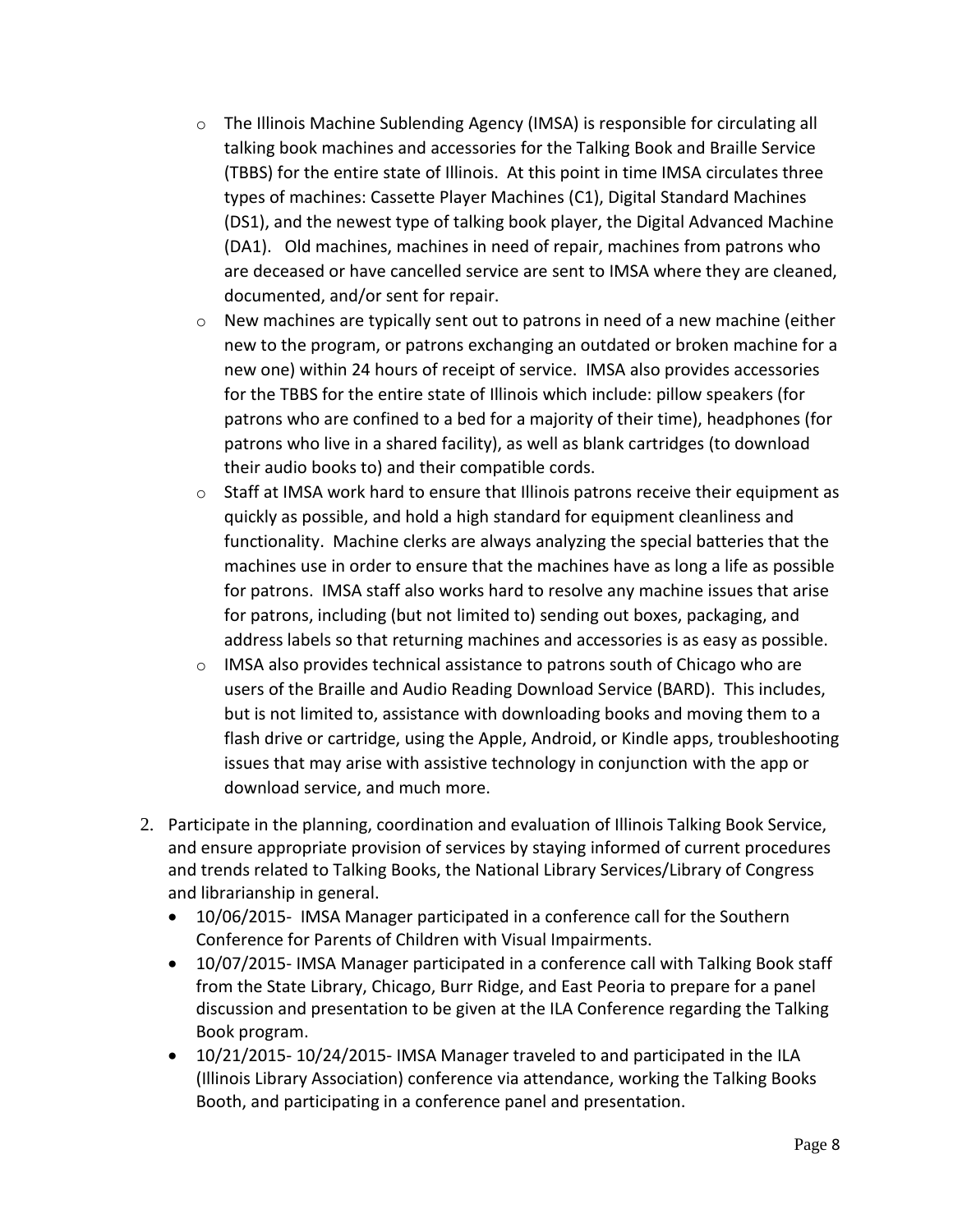- The Illinois Machine Sublending Agency (IMSA) is responsible for circulating all talking book machines and accessories for the Talking Book and Braille Service (TBBS) for the entire state of Illinois. At this point in time IMSA circulates three types of machines: Cassette Player Machines (C1), Digital Standard Machines (DS1), and the newest type of talking book player, the Digital Advanced Machine (DA1). Old machines, machines in need of repair, machines from patrons who are deceased or have cancelled service are sent to IMSA where they are cleaned, documented, and/or sent for repair.
- New machines are typically sent out to patrons in need of a new machine (either new to the program, or patrons exchanging an outdated or broken machine for a new one) within 24 hours of receipt of service. IMSA also provides accessories for the TBBS for the entire state of Illinois which include: pillow speakers (for patrons who are confined to a bed for a majority of their time), headphones (for patrons who live in a shared facility), as well as blank cartridges (to download their audio books to) and their compatible cords.
- Staff at IMSA work hard to ensure that Illinois patrons receive their equipment as quickly as possible, and hold a high standard for equipment cleanliness and functionality. Machine clerks are always analyzing the special batteries that the machines use in order to ensure that the machines have as long a life as possible for patrons. IMSA staff also works hard to resolve any machine issues that arise for patrons, including (but not limited to) sending out boxes, packaging, and address labels so that returning machines and accessories is as easy as possible.
- IMSA also provides technical assistance to patrons south of Chicago who are users of the Braille and Audio Reading Download Service (BARD). This includes, but is not limited to, assistance with downloading books and moving them to a flash drive or cartridge, using the Apple, Android, or Kindle apps, troubleshooting issues that may arise with assistive technology in conjunction with the app or download service, and much more.

2. Participate in the planning, coordination and evaluation of Illinois Talking Book Service, and ensure appropriate provision of services by staying informed of current procedures and trends related to Talking Books, the National Library Services/Library of Congress and librarianship in general.
   - 10/06/2015- IMSA Manager participated in a conference call for the Southern Conference for Parents of Children with Visual Impairments.
   - 10/07/2015- IMSA Manager participated in a conference call with Talking Book staff from the State Library, Chicago, Burr Ridge, and East Peoria to prepare for a panel discussion and presentation to be given at the ILA Conference regarding the Talking Book program.
   - 10/21/2015- 10/24/2015- IMSA Manager traveled to and participated in the ILA (Illinois Library Association) conference via attendance, working the Talking Books Booth, and participating in a conference panel and presentation.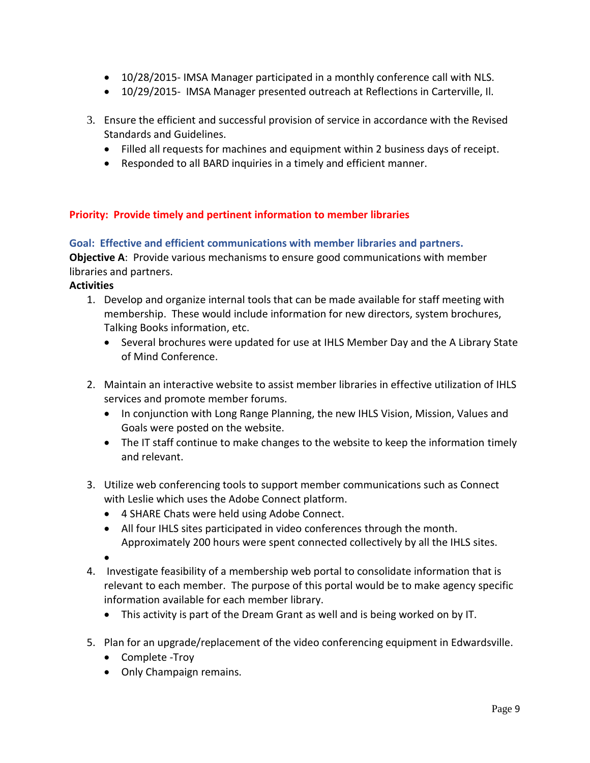- 10/28/2015- IMSA Manager participated in a monthly conference call with NLS.
- 10/29/2015- IMSA Manager presented outreach at Reflections in Carterville, Il.

3. Ensure the efficient and successful provision of service in accordance with the Revised Standards and Guidelines.
   - Filled all requests for machines and equipment within 2 business days of receipt.
   - Responded to all BARD inquiries in a timely and efficient manner.

**Priority: Provide timely and pertinent information to member libraries**

**Goal: Effective and efficient communications with member libraries and partners.**

**Objective A**: Provide various mechanisms to ensure good communications with member libraries and partners.

**Activities**

1. Develop and organize internal tools that can be made available for staff meeting with membership. These would include information for new directors, system brochures, Talking Books information, etc.
   - Several brochures were updated for use at IHLS Member Day and the A Library State of Mind Conference.

2. Maintain an interactive website to assist member libraries in effective utilization of IHLS services and promote member forums.
   - In conjunction with Long Range Planning, the new IHLS Vision, Mission, Values and Goals were posted on the website.
   - The IT staff continue to make changes to the website to keep the information timely and relevant.

3. Utilize web conferencing tools to support member communications such as Connect with Leslie which uses the Adobe Connect platform.
   - 4 SHARE Chats were held using Adobe Connect.
   - All four IHLS sites participated in video conferences through the month. Approximately 200 hours were spent connected collectively by all the IHLS sites.
   - 

4. Investigate feasibility of a membership web portal to consolidate information that is relevant to each member. The purpose of this portal would be to make agency specific information available for each member library.
   - This activity is part of the Dream Grant as well and is being worked on by IT.

5. Plan for an upgrade/replacement of the video conferencing equipment in Edwardsville.
   - Complete -Troy
   - Only Champaign remains.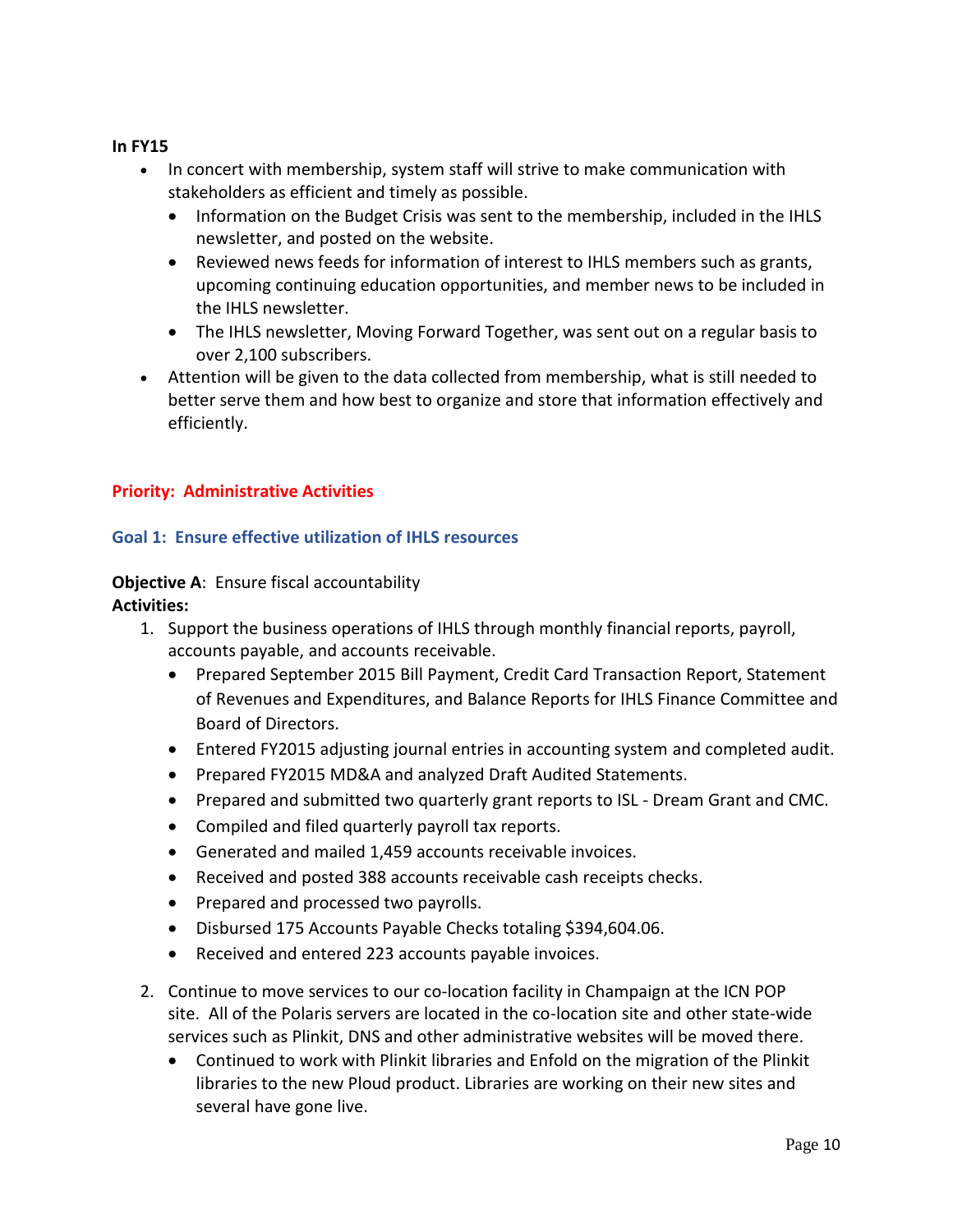**In FY15**

- In concert with membership, system staff will strive to make communication with stakeholders as efficient and timely as possible.
  - Information on the Budget Crisis was sent to the membership, included in the IHLS newsletter, and posted on the website.
  - Reviewed news feeds for information of interest to IHLS members such as grants, upcoming continuing education opportunities, and member news to be included in the IHLS newsletter.
  - The IHLS newsletter, Moving Forward Together, was sent out on a regular basis to over 2,100 subscribers.
- Attention will be given to the data collected from membership, what is still needed to better serve them and how best to organize and store that information effectively and efficiently.

## Priority: Administrative Activities

### Goal 1: Ensure effective utilization of IHLS resources

**Objective A**: Ensure fiscal accountability

**Activities:**

1. Support the business operations of IHLS through monthly financial reports, payroll, accounts payable, and accounts receivable.
   - Prepared September 2015 Bill Payment, Credit Card Transaction Report, Statement of Revenues and Expenditures, and Balance Reports for IHLS Finance Committee and Board of Directors.
   - Entered FY2015 adjusting journal entries in accounting system and completed audit.
   - Prepared FY2015 MD&A and analyzed Draft Audited Statements.
   - Prepared and submitted two quarterly grant reports to ISL - Dream Grant and CMC.
   - Compiled and filed quarterly payroll tax reports.
   - Generated and mailed 1,459 accounts receivable invoices.
   - Received and posted 388 accounts receivable cash receipts checks.
   - Prepared and processed two payrolls.
   - Disbursed 175 Accounts Payable Checks totaling $394,604.06.
   - Received and entered 223 accounts payable invoices.

2. Continue to move services to our co-location facility in Champaign at the ICN POP site. All of the Polaris servers are located in the co-location site and other state-wide services such as Plinkit, DNS and other administrative websites will be moved there.
   - Continued to work with Plinkit libraries and Enfold on the migration of the Plinkit libraries to the new Ploud product. Libraries are working on their new sites and several have gone live.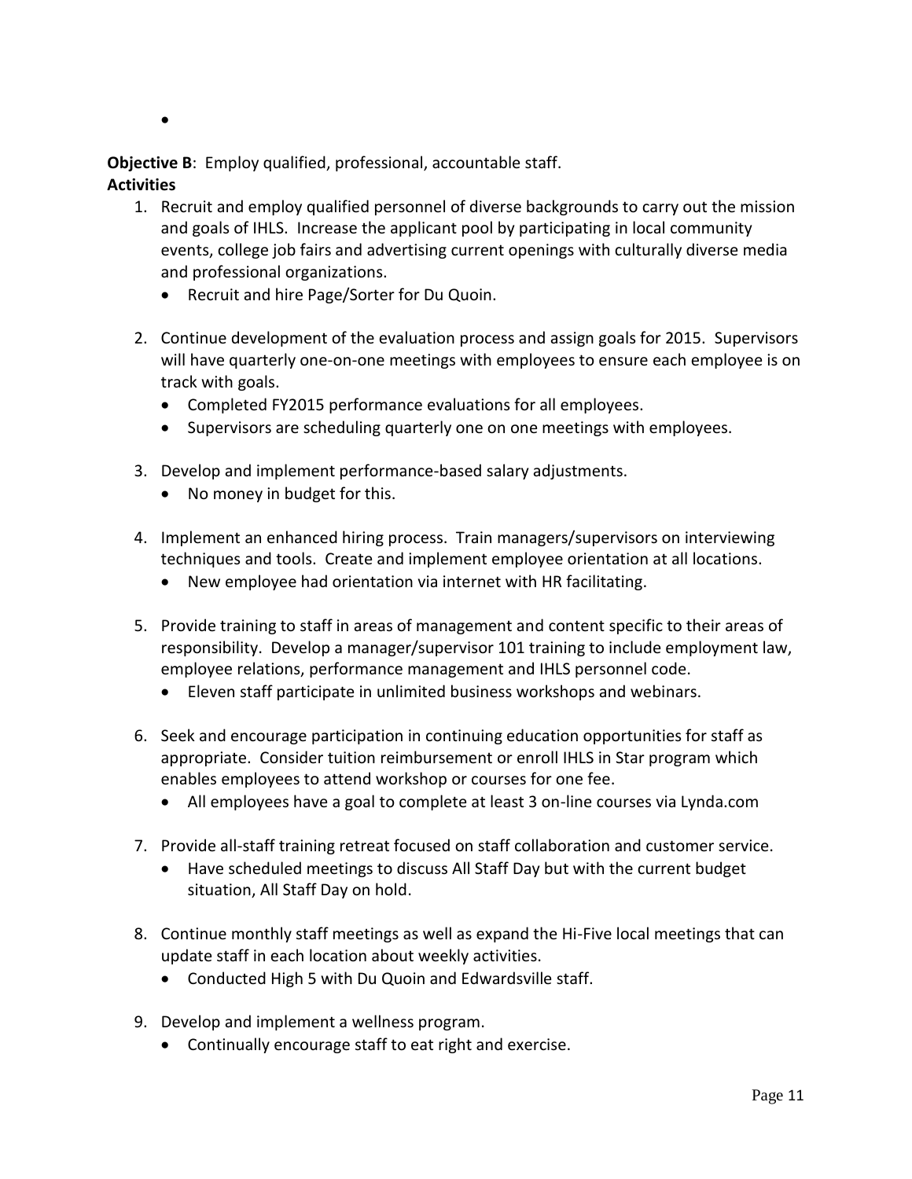- 

**Objective B**: Employ qualified, professional, accountable staff.
**Activities**

1. Recruit and employ qualified personnel of diverse backgrounds to carry out the mission and goals of IHLS. Increase the applicant pool by participating in local community events, college job fairs and advertising current openings with culturally diverse media and professional organizations.
   - Recruit and hire Page/Sorter for Du Quoin.

2. Continue development of the evaluation process and assign goals for 2015. Supervisors will have quarterly one-on-one meetings with employees to ensure each employee is on track with goals.
   - Completed FY2015 performance evaluations for all employees.
   - Supervisors are scheduling quarterly one on one meetings with employees.

3. Develop and implement performance-based salary adjustments.
   - No money in budget for this.

4. Implement an enhanced hiring process. Train managers/supervisors on interviewing techniques and tools. Create and implement employee orientation at all locations.
   - New employee had orientation via internet with HR facilitating.

5. Provide training to staff in areas of management and content specific to their areas of responsibility. Develop a manager/supervisor 101 training to include employment law, employee relations, performance management and IHLS personnel code.
   - Eleven staff participate in unlimited business workshops and webinars.

6. Seek and encourage participation in continuing education opportunities for staff as appropriate. Consider tuition reimbursement or enroll IHLS in Star program which enables employees to attend workshop or courses for one fee.
   - All employees have a goal to complete at least 3 on-line courses via Lynda.com

7. Provide all-staff training retreat focused on staff collaboration and customer service.
   - Have scheduled meetings to discuss All Staff Day but with the current budget situation, All Staff Day on hold.

8. Continue monthly staff meetings as well as expand the Hi-Five local meetings that can update staff in each location about weekly activities.
   - Conducted High 5 with Du Quoin and Edwardsville staff.

9. Develop and implement a wellness program.
   - Continually encourage staff to eat right and exercise.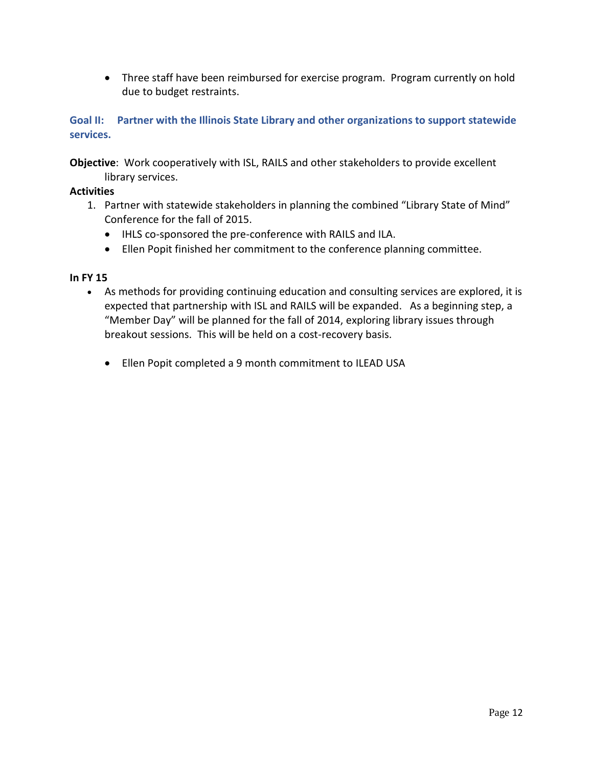- Three staff have been reimbursed for exercise program. Program currently on hold due to budget restraints.

### Goal II: Partner with the Illinois State Library and other organizations to support statewide services.

**Objective**: Work cooperatively with ISL, RAILS and other stakeholders to provide excellent library services.

**Activities**

1. Partner with statewide stakeholders in planning the combined "Library State of Mind" Conference for the fall of 2015.
   - IHLS co-sponsored the pre-conference with RAILS and ILA.
   - Ellen Popit finished her commitment to the conference planning committee.

**In FY 15**

- As methods for providing continuing education and consulting services are explored, it is expected that partnership with ISL and RAILS will be expanded. As a beginning step, a "Member Day" will be planned for the fall of 2014, exploring library issues through breakout sessions. This will be held on a cost-recovery basis.

   - Ellen Popit completed a 9 month commitment to ILEAD USA